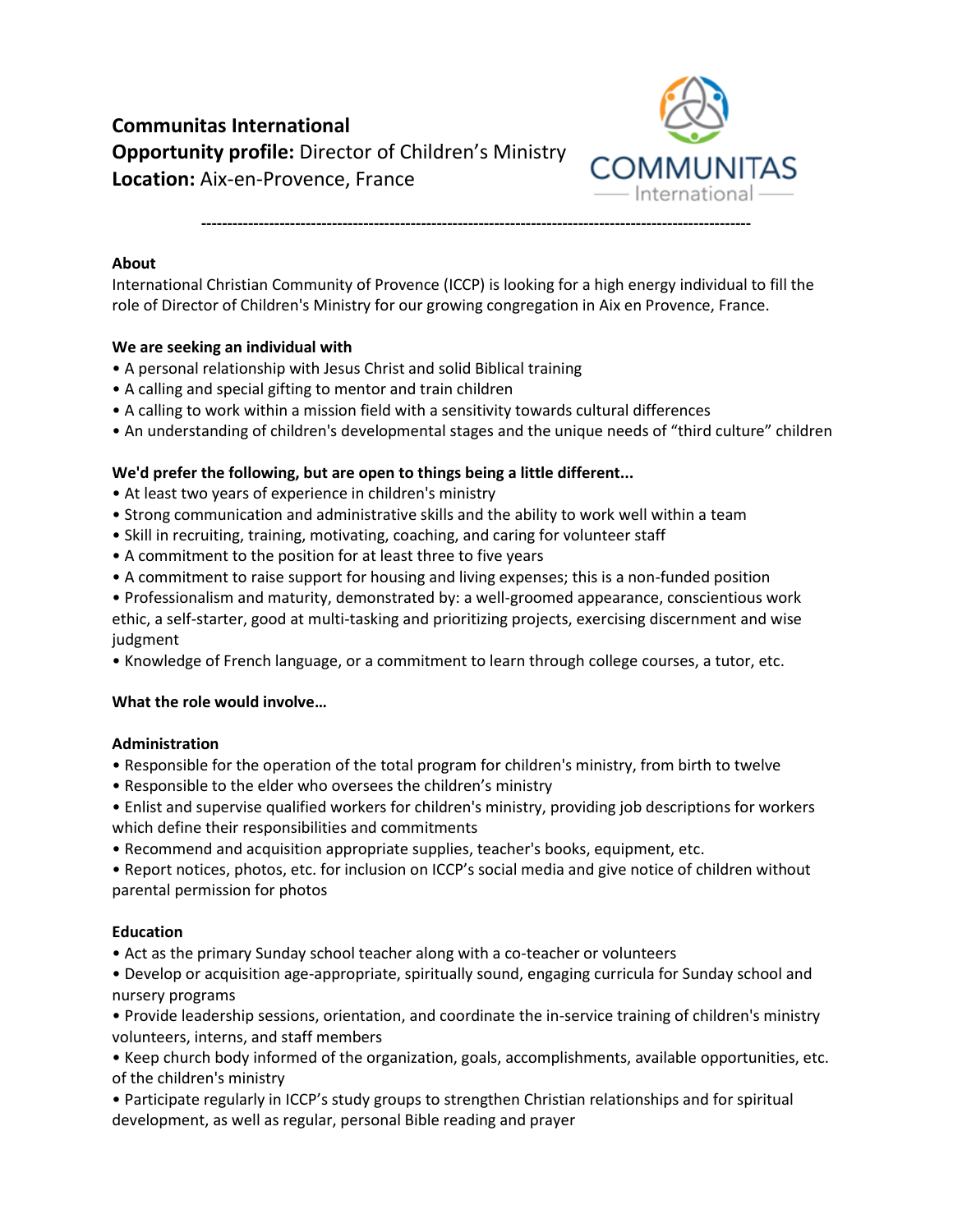**Communitas International**
**Opportunity profile:** Director of Children's Ministry
**Location:** Aix-en-Provence, France

---

**About**

International Christian Community of Provence (ICCP) is looking for a high energy individual to fill the role of Director of Children's Ministry for our growing congregation in Aix en Provence, France.

**We are seeking an individual with**

- A personal relationship with Jesus Christ and solid Biblical training
- A calling and special gifting to mentor and train children
- A calling to work within a mission field with a sensitivity towards cultural differences
- An understanding of children's developmental stages and the unique needs of "third culture" children

**We'd prefer the following, but are open to things being a little different...**

- At least two years of experience in children's ministry
- Strong communication and administrative skills and the ability to work well within a team
- Skill in recruiting, training, motivating, coaching, and caring for volunteer staff
- A commitment to the position for at least three to five years
- A commitment to raise support for housing and living expenses; this is a non-funded position
- Professionalism and maturity, demonstrated by: a well-groomed appearance, conscientious work ethic, a self-starter, good at multi-tasking and prioritizing projects, exercising discernment and wise judgment
- Knowledge of French language, or a commitment to learn through college courses, a tutor, etc.

**What the role would involve…**

**Administration**

- Responsible for the operation of the total program for children's ministry, from birth to twelve
- Responsible to the elder who oversees the children's ministry
- Enlist and supervise qualified workers for children's ministry, providing job descriptions for workers which define their responsibilities and commitments
- Recommend and acquisition appropriate supplies, teacher's books, equipment, etc.
- Report notices, photos, etc. for inclusion on ICCP's social media and give notice of children without parental permission for photos

**Education**

- Act as the primary Sunday school teacher along with a co-teacher or volunteers
- Develop or acquisition age-appropriate, spiritually sound, engaging curricula for Sunday school and nursery programs
- Provide leadership sessions, orientation, and coordinate the in-service training of children's ministry volunteers, interns, and staff members
- Keep church body informed of the organization, goals, accomplishments, available opportunities, etc. of the children's ministry
- Participate regularly in ICCP's study groups to strengthen Christian relationships and for spiritual development, as well as regular, personal Bible reading and prayer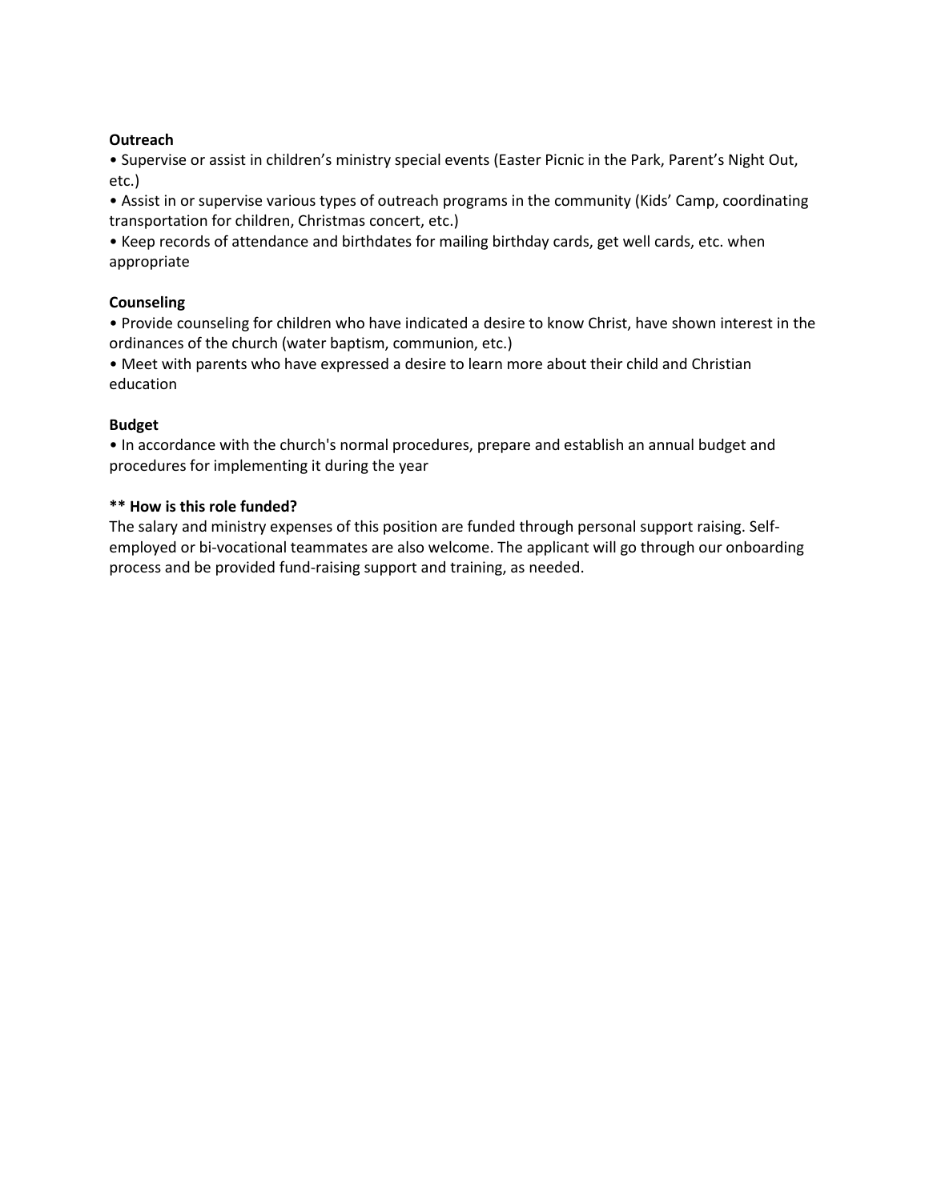**Outreach**

- Supervise or assist in children's ministry special events (Easter Picnic in the Park, Parent's Night Out, etc.)
- Assist in or supervise various types of outreach programs in the community (Kids' Camp, coordinating transportation for children, Christmas concert, etc.)
- Keep records of attendance and birthdates for mailing birthday cards, get well cards, etc. when appropriate

**Counseling**

- Provide counseling for children who have indicated a desire to know Christ, have shown interest in the ordinances of the church (water baptism, communion, etc.)
- Meet with parents who have expressed a desire to learn more about their child and Christian education

**Budget**

- In accordance with the church's normal procedures, prepare and establish an annual budget and procedures for implementing it during the year

**** How is this role funded?**

The salary and ministry expenses of this position are funded through personal support raising. Self-employed or bi-vocational teammates are also welcome. The applicant will go through our onboarding process and be provided fund-raising support and training, as needed.